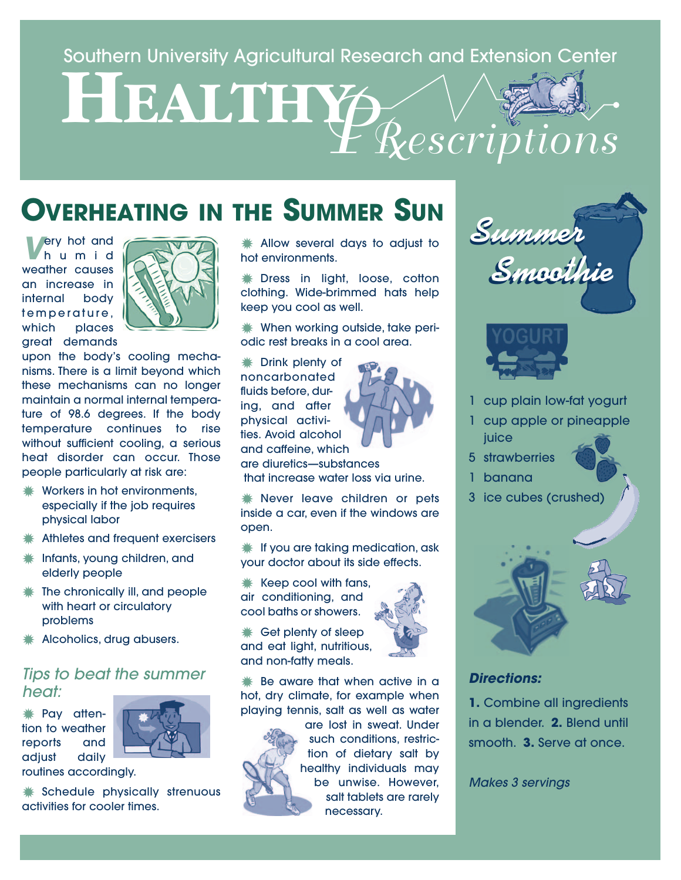Southern University Agricultural Research and Extension Center

# HEALTHY PRescriptions

## OVERHEATING IN THE SUMMER SUN

Very hot and humid weather causes an increase in internal body temperature, which places great demands upon the body's cooling mechanisms. There is a limit beyond which these mechanisms can no longer maintain a normal internal temperature of 98.6 degrees. If the body temperature continues to rise without sufficient cooling, a serious heat disorder can occur. Those people particularly at risk are:

- Workers in hot environments, especially if the job requires physical labor
- Athletes and frequent exercisers
- Infants, young children, and elderly people
- The chronically ill, and people with heart or circulatory problems
- Alcoholics, drug abusers.

### *Tips to beat the summer heat:*

- Pay attention to weather reports and adjust daily routines accordingly.
- Schedule physically strenuous activities for cooler times.
- Allow several days to adjust to hot environments.
- Dress in light, loose, cotton clothing. Wide-brimmed hats help keep you cool as well.
- When working outside, take periodic rest breaks in a cool area.
- Drink plenty of noncarbonated fluids before, during, and after physical activities. Avoid alcohol and caffeine, which are diuretics—substances that increase water loss via urine.
- Never leave children or pets inside a car, even if the windows are open.
- If you are taking medication, ask your doctor about its side effects.
- Keep cool with fans, air conditioning, and cool baths or showers.
- Get plenty of sleep and eat light, nutritious, and non-fatty meals.
- Be aware that when active in a hot, dry climate, for example when playing tennis, salt as well as water are lost in sweat. Under such conditions, restriction of dietary salt by healthy individuals may be unwise. However, salt tablets are rarely necessary.

## Summer Smoothie

- 1 cup plain low-fat yogurt
- 1 cup apple or pineapple juice
- 5 strawberries
- 1 banana
- 3 ice cubes (crushed)

***Directions:***

**1.** Combine all ingredients in a blender. **2.** Blend until smooth. **3.** Serve at once.

*Makes 3 servings*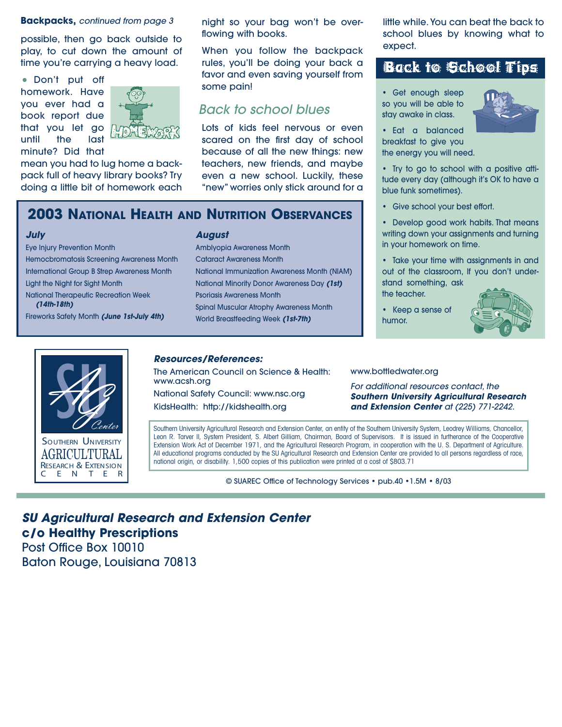**Backpacks,** *continued from page 3*

possible, then go back outside to play, to cut down the amount of time you're carrying a heavy load.

- Don't put off homework. Have you ever had a book report due that you let go until the last minute? Did that mean you had to lug home a backpack full of heavy library books? Try doing a little bit of homework each night so your bag won't be overflowing with books.

When you follow the backpack rules, you'll be doing your back a favor and even saving yourself from some pain!

## Back to school blues

Lots of kids feel nervous or even scared on the first day of school because of all the new things: new teachers, new friends, and maybe even a new school. Luckily, these "new" worries only stick around for a little while. You can beat the back to school blues by knowing what to expect.

## Back to School Tips

- Get enough sleep so you will be able to stay awake in class.
- Eat a balanced breakfast to give you the energy you will need.
- Try to go to school with a positive attitude every day (although it's OK to have a blue funk sometimes).
- Give school your best effort.
- Develop good work habits. That means writing down your assignments and turning in your homework on time.
- Take your time with assignments in and out of the classroom, If you don't understand something, ask the teacher.
- Keep a sense of humor.

## 2003 National Health and Nutrition Observances

### July

- Eye Injury Prevention Month
- Hemocbromatosis Screening Awareness Month
- International Group B Strep Awareness Month
- Light the Night for Sight Month
- National Therapeutic Recreation Week ***(14th-18th)***
- Fireworks Safety Month ***(June 1st-July 4th)***

### August

- Amblyopia Awareness Month
- Cataract Awareness Month
- National Immunization Awareness Month (NIAM)
- National Minority Donor Awareness Day ***(1st)***
- Psoriasis Awareness Month
- Spinal Muscular Atrophy Awareness Month
- World Breastfeeding Week ***(1st-7th)***

SOUTHERN UNIVERSITY AGRICULTURAL RESEARCH & EXTENSION CENTER

***Resources/References:***

The American Council on Science & Health: www.acsh.org

National Safety Council: www.nsc.org

KidsHealth: http://kidshealth.org

www.bottledwater.org

*For additional resources contact, the **Southern University Agricultural Research and Extension Center** at (225) 771-2242.*

Southern University Agricultural Research and Extension Center, an entity of the Southern University System, Leodrey Williams, Chancellor, Leon R. Tarver II, System President, S. Albert Gilliam, Chairman, Board of Supervisors. It is issued in furtherance of the Cooperative Extension Work Act of December 1971, and the Agricultural Research Program, in cooperation with the U. S. Department of Agriculture. All educational programs conducted by the SU Agricultural Research and Extension Center are provided to all persons regardless of race, national origin, or disability. 1,500 copies of this publication were printed at a cost of $803.71

© SUAREC Office of Technology Services • pub.40 •1.5M • 8/03

***SU Agricultural Research and Extension Center***
**c/o Healthy Prescriptions**
Post Office Box 10010
Baton Rouge, Louisiana 70813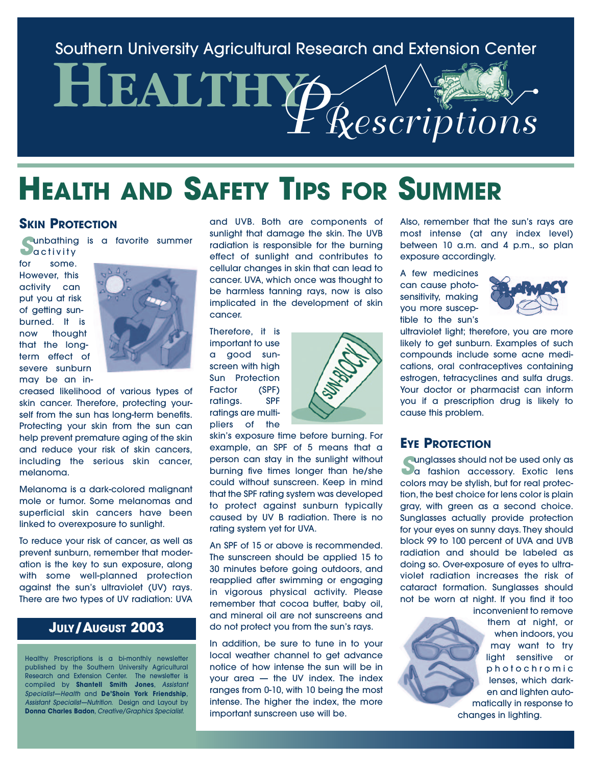Southern University Agricultural Research and Extension Center

# HEALTHY PRESCRIPTIONS

# HEALTH AND SAFETY TIPS FOR SUMMER

## SKIN PROTECTION

Sunbathing is a favorite summer activity for some. However, this activity can put you at risk of getting sunburned. It is now thought that the long-term effect of severe sunburn may be an increased likelihood of various types of skin cancer. Therefore, protecting yourself from the sun has long-term benefits. Protecting your skin from the sun can help prevent premature aging of the skin and reduce your risk of skin cancers, including the serious skin cancer, melanoma.

Melanoma is a dark-colored malignant mole or tumor. Some melanomas and superficial skin cancers have been linked to overexposure to sunlight.

To reduce your risk of cancer, as well as prevent sunburn, remember that moderation is the key to sun exposure, along with some well-planned protection against the sun's ultraviolet (UV) rays. There are two types of UV radiation: UVA and UVB. Both are components of sunlight that damage the skin. The UVB radiation is responsible for the burning effect of sunlight and contributes to cellular changes in skin that can lead to cancer. UVA, which once was thought to be harmless tanning rays, now is also implicated in the development of skin cancer.

Therefore, it is important to use a good sunscreen with high Sun Protection Factor (SPF) ratings. SPF ratings are multipliers of the skin's exposure time before burning. For example, an SPF of 5 means that a person can stay in the sunlight without burning five times longer than he/she could without sunscreen. Keep in mind that the SPF rating system was developed to protect against sunburn typically caused by UV B radiation. There is no rating system yet for UVA.

An SPF of 15 or above is recommended. The sunscreen should be applied 15 to 30 minutes before going outdoors, and reapplied after swimming or engaging in vigorous physical activity. Please remember that cocoa butter, baby oil, and mineral oil are not sunscreens and do not protect you from the sun's rays.

In addition, be sure to tune in to your local weather channel to get advance notice of how intense the sun will be in your area — the UV index. The index ranges from 0-10, with 10 being the most intense. The higher the index, the more important sunscreen use will be.

Also, remember that the sun's rays are most intense (at any index level) between 10 a.m. and 4 p.m., so plan exposure accordingly.

A few medicines can cause photosensitivity, making you more susceptible to the sun's ultraviolet light; therefore, you are more likely to get sunburn. Examples of such compounds include some acne medications, oral contraceptives containing estrogen, tetracyclines and sulfa drugs. Your doctor or pharmacist can inform you if a prescription drug is likely to cause this problem.

## EYE PROTECTION

Sunglasses should not be used only as a fashion accessory. Exotic lens colors may be stylish, but for real protection, the best choice for lens color is plain gray, with green as a second choice. Sunglasses actually provide protection for your eyes on sunny days. They should block 99 to 100 percent of UVA and UVB radiation and should be labeled as doing so. Over-exposure of eyes to ultraviolet radiation increases the risk of cataract formation. Sunglasses should not be worn at night. If you find it too inconvenient to remove them at night, or when indoors, you may want to try light sensitive or photochromic lenses, which darken and lighten automatically in response to changes in lighting.

## JULY/AUGUST 2003

Healthy Prescriptions is a bi-monthly newsletter published by the Southern University Agricultural Research and Extension Center. The newsletter is compiled by **Shantell Smith Jones**, *Assistant Specialist—Health* and **De'Shoin York Friendship**, *Assistant Specialist—Nutrition.* Design and Layout by **Donna Charles Badon**, *Creative/Graphics Specialist.*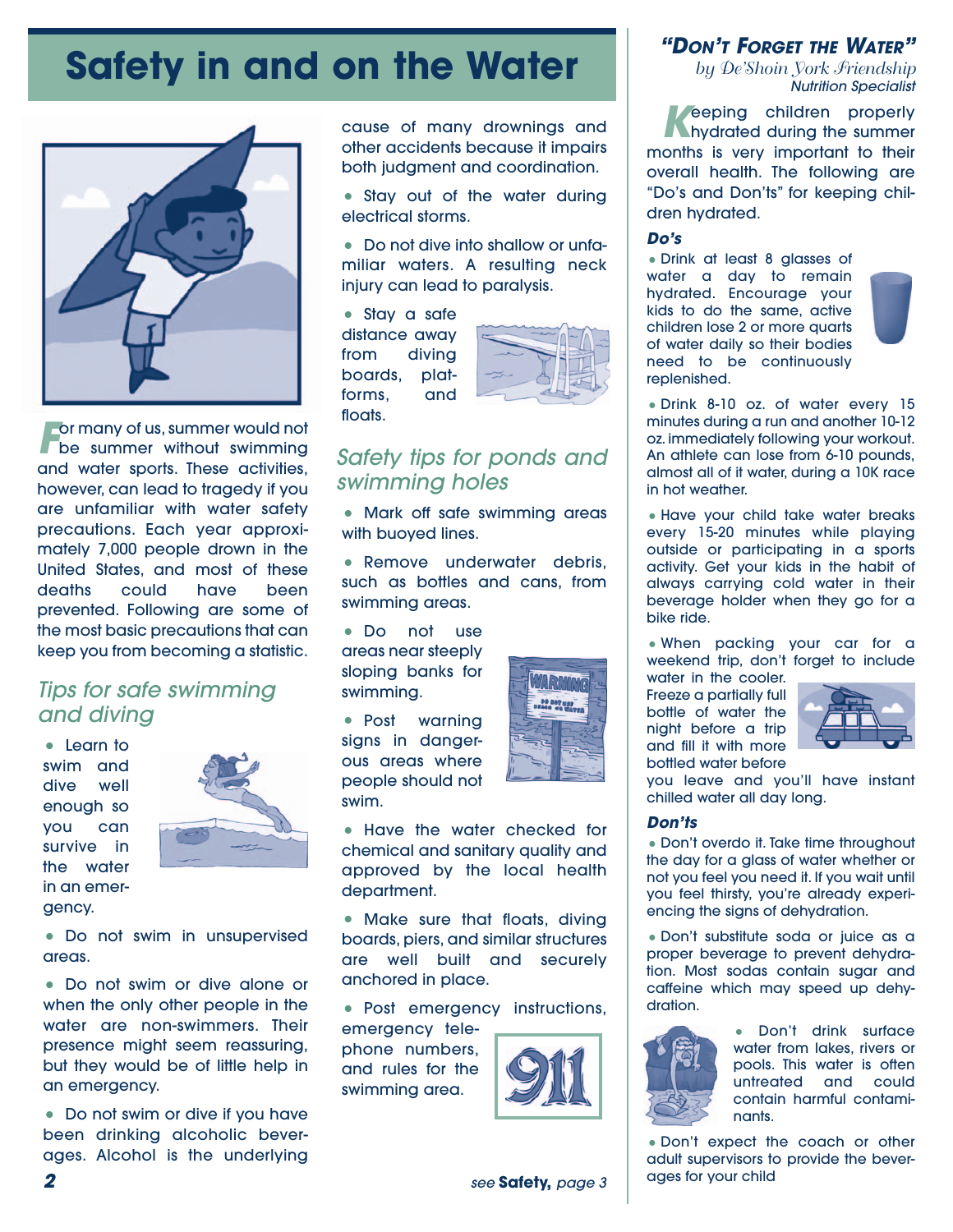# Safety in and on the Water

For many of us, summer would not be summer without swimming and water sports. These activities, however, can lead to tragedy if you are unfamiliar with water safety precautions. Each year approximately 7,000 people drown in the United States, and most of these deaths could have been prevented. Following are some of the most basic precautions that can keep you from becoming a statistic.

## Tips for safe swimming and diving

- Learn to swim and dive well enough so you can survive in the water in an emergency.
- Do not swim in unsupervised areas.
- Do not swim or dive alone or when the only other people in the water are non-swimmers. Their presence might seem reassuring, but they would be of little help in an emergency.
- Do not swim or dive if you have been drinking alcoholic beverages. Alcohol is the underlying cause of many drownings and other accidents because it impairs both judgment and coordination.
- Stay out of the water during electrical storms.
- Do not dive into shallow or unfamiliar waters. A resulting neck injury can lead to paralysis.
- Stay a safe distance away from diving boards, platforms, and floats.

## Safety tips for ponds and swimming holes

- Mark off safe swimming areas with buoyed lines.
- Remove underwater debris, such as bottles and cans, from swimming areas.
- Do not use areas near steeply sloping banks for swimming.
- Post warning signs in dangerous areas where people should not swim.
- Have the water checked for chemical and sanitary quality and approved by the local health department.
- Make sure that floats, diving boards, piers, and similar structures are well built and securely anchored in place.
- Post emergency instructions, emergency telephone numbers, and rules for the swimming area.

*see* **Safety,** *page 3*

## *"Don't Forget the Water"*

*by De'Shoin York Friendship*
*Nutrition Specialist*

Keeping children properly hydrated during the summer months is very important to their overall health. The following are "Do's and Don'ts" for keeping children hydrated.

### *Do's*

- Drink at least 8 glasses of water a day to remain hydrated. Encourage your kids to do the same, active children lose 2 or more quarts of water daily so their bodies need to be continuously replenished.
- Drink 8-10 oz. of water every 15 minutes during a run and another 10-12 oz. immediately following your workout. An athlete can lose from 6-10 pounds, almost all of it water, during a 10K race in hot weather.
- Have your child take water breaks every 15-20 minutes while playing outside or participating in a sports activity. Get your kids in the habit of always carrying cold water in their beverage holder when they go for a bike ride.
- When packing your car for a weekend trip, don't forget to include water in the cooler. Freeze a partially full bottle of water the night before a trip and fill it with more bottled water before you leave and you'll have instant chilled water all day long.

### *Don'ts*

- Don't overdo it. Take time throughout the day for a glass of water whether or not you feel you need it. If you wait until you feel thirsty, you're already experiencing the signs of dehydration.
- Don't substitute soda or juice as a proper beverage to prevent dehydration. Most sodas contain sugar and caffeine which may speed up dehydration.
- Don't drink surface water from lakes, rivers or pools. This water is often untreated and could contain harmful contaminants.
- Don't expect the coach or other adult supervisors to provide the beverages for your child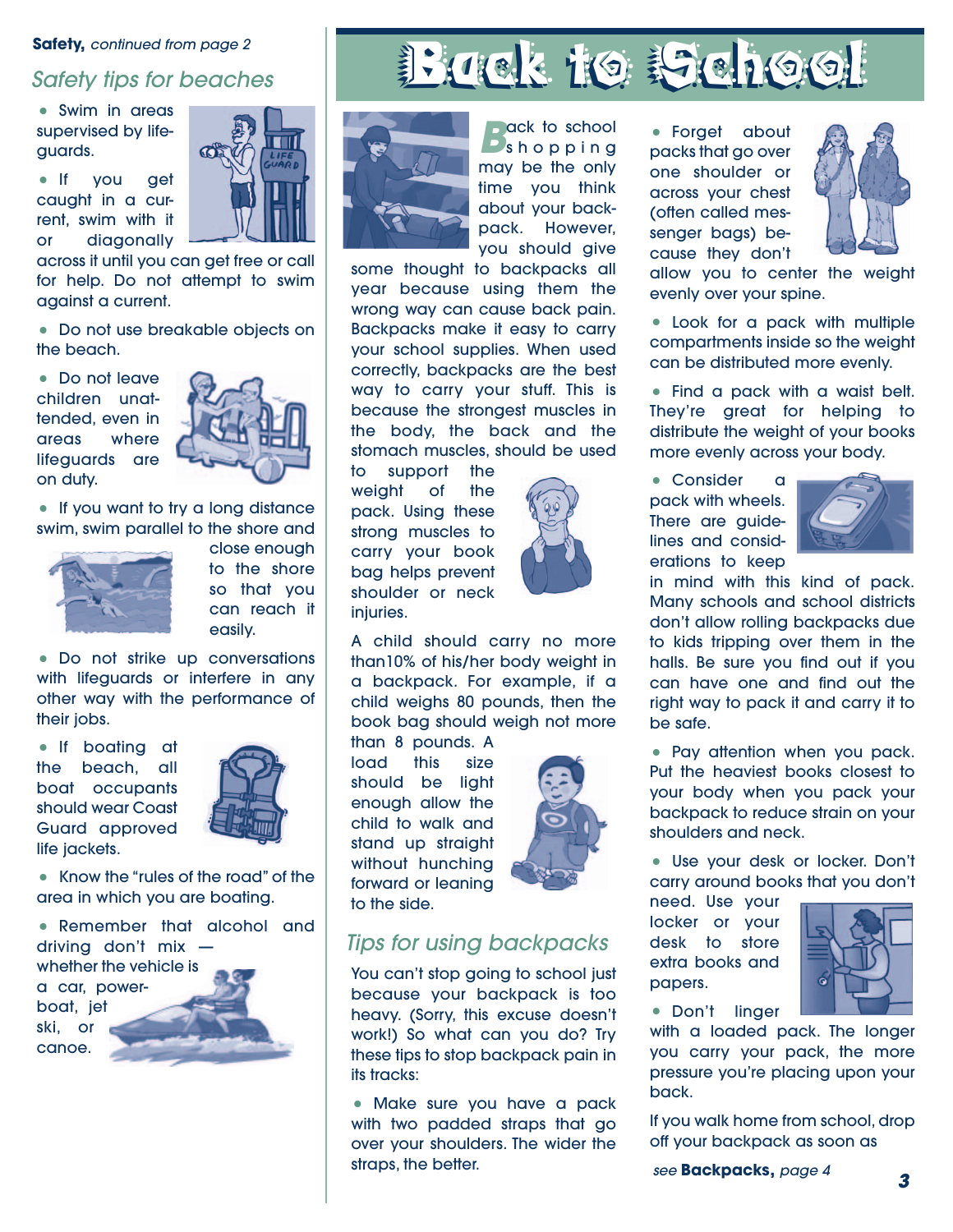**Safety,** *continued from page 2*

## Safety tips for beaches

- Swim in areas supervised by lifeguards.
- If you get caught in a current, swim with it or diagonally across it until you can get free or call for help. Do not attempt to swim against a current.
- Do not use breakable objects on the beach.
- Do not leave children unattended, even in areas where lifeguards are on duty.
- If you want to try a long distance swim, swim parallel to the shore and close enough to the shore so that you can reach it easily.
- Do not strike up conversations with lifeguards or interfere in any other way with the performance of their jobs.
- If boating at the beach, all boat occupants should wear Coast Guard approved life jackets.
- Know the "rules of the road" of the area in which you are boating.
- Remember that alcohol and driving don't mix — whether the vehicle is a car, powerboat, jet ski, or canoe.

# Back to School

Back to school shopping may be the only time you think about your backpack. However, you should give some thought to backpacks all year because using them the wrong way can cause back pain. Backpacks make it easy to carry your school supplies. When used correctly, backpacks are the best way to carry your stuff. This is because the strongest muscles in the body, the back and the stomach muscles, should be used to support the weight of the pack. Using these strong muscles to carry your book bag helps prevent shoulder or neck injuries.

A child should carry no more than10% of his/her body weight in a backpack. For example, if a child weighs 80 pounds, then the book bag should weigh not more than 8 pounds. A load this size should be light enough allow the child to walk and stand up straight without hunching forward or leaning to the side.

## Tips for using backpacks

You can't stop going to school just because your backpack is too heavy. (Sorry, this excuse doesn't work!) So what can you do? Try these tips to stop backpack pain in its tracks:

- Make sure you have a pack with two padded straps that go over your shoulders. The wider the straps, the better.
- Forget about packs that go over one shoulder or across your chest (often called messenger bags) because they don't allow you to center the weight evenly over your spine.
- Look for a pack with multiple compartments inside so the weight can be distributed more evenly.
- Find a pack with a waist belt. They're great for helping to distribute the weight of your books more evenly across your body.
- Consider a pack with wheels. There are guidelines and considerations to keep in mind with this kind of pack. Many schools and school districts don't allow rolling backpacks due to kids tripping over them in the halls. Be sure you find out if you can have one and find out the right way to pack it and carry it to be safe.
- Pay attention when you pack. Put the heaviest books closest to your body when you pack your backpack to reduce strain on your shoulders and neck.
- Use your desk or locker. Don't carry around books that you don't need. Use your locker or your desk to store extra books and papers.
- Don't linger with a loaded pack. The longer you carry your pack, the more pressure you're placing upon your back.

If you walk home from school, drop off your backpack as soon as

*see* **Backpacks,** *page 4*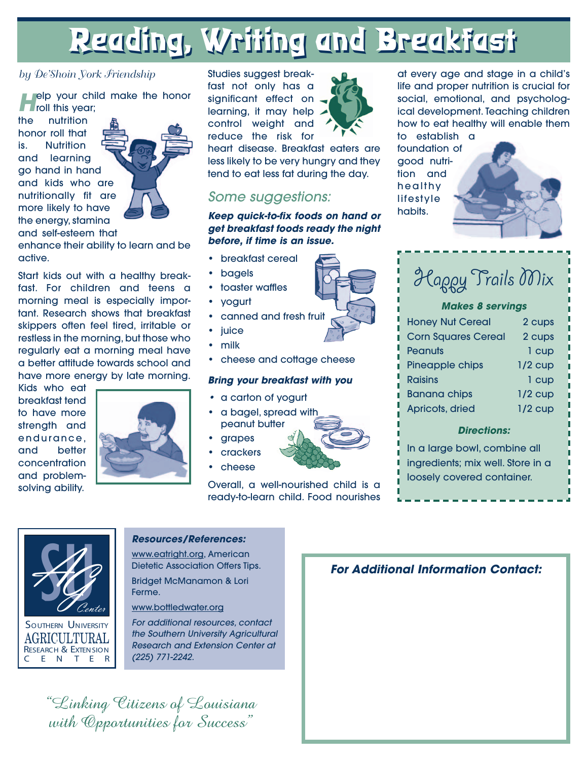# Reading, Writing and Breakfast

*by De'Shoin York Friendship*

Help your child make the honor roll this year; the nutrition honor roll that is. Nutrition and learning go hand in hand and kids who are nutritionally fit are more likely to have the energy, stamina and self-esteem that enhance their ability to learn and be active.

Start kids out with a healthy breakfast. For children and teens a morning meal is especially important. Research shows that breakfast skippers often feel tired, irritable or restless in the morning, but those who regularly eat a morning meal have a better attitude towards school and have more energy by late morning. Kids who eat breakfast tend to have more strength and endurance, and better concentration and problem-solving ability.

Studies suggest breakfast not only has a significant effect on learning, it may help control weight and reduce the risk for heart disease. Breakfast eaters are less likely to be very hungry and they tend to eat less fat during the day.

## Some suggestions:

***Keep quick-to-fix foods on hand or get breakfast foods ready the night before, if time is an issue.***

- breakfast cereal
- bagels
- toaster waffles
- yogurt
- canned and fresh fruit
- juice
- milk
- cheese and cottage cheese

***Bring your breakfast with you***

- a carton of yogurt
- a bagel, spread with peanut butter
- grapes
- crackers
- cheese

Overall, a well-nourished child is a ready-to-learn child. Food nourishes at every age and stage in a child's life and proper nutrition is crucial for social, emotional, and psychological development. Teaching children how to eat healthy will enable them to establish a foundation of good nutrition and healthy lifestyle habits.

## Happy Trails Mix

***Makes 8 servings***

| | |
|---|---|
| Honey Nut Cereal | 2 cups |
| Corn Squares Cereal | 2 cups |
| Peanuts | 1 cup |
| Pineapple chips | 1/2 cup |
| Raisins | 1 cup |
| Banana chips | 1/2 cup |
| Apricots, dried | 1/2 cup |

***Directions:***

In a large bowl, combine all ingredients; mix well. Store in a loosely covered container.

SU AG Center
Southern University Agricultural Research & Extension Center

***Resources/References:***

www.eatright.org, American Dietetic Association Offers Tips.

Bridget McManamon & Lori Ferme.

www.bottledwater.org

*For additional resources, contact the Southern University Agricultural Research and Extension Center at (225) 771-2242.*

***For Additional Information Contact:***

*"Linking Citizens of Louisiana with Opportunities for Success"*